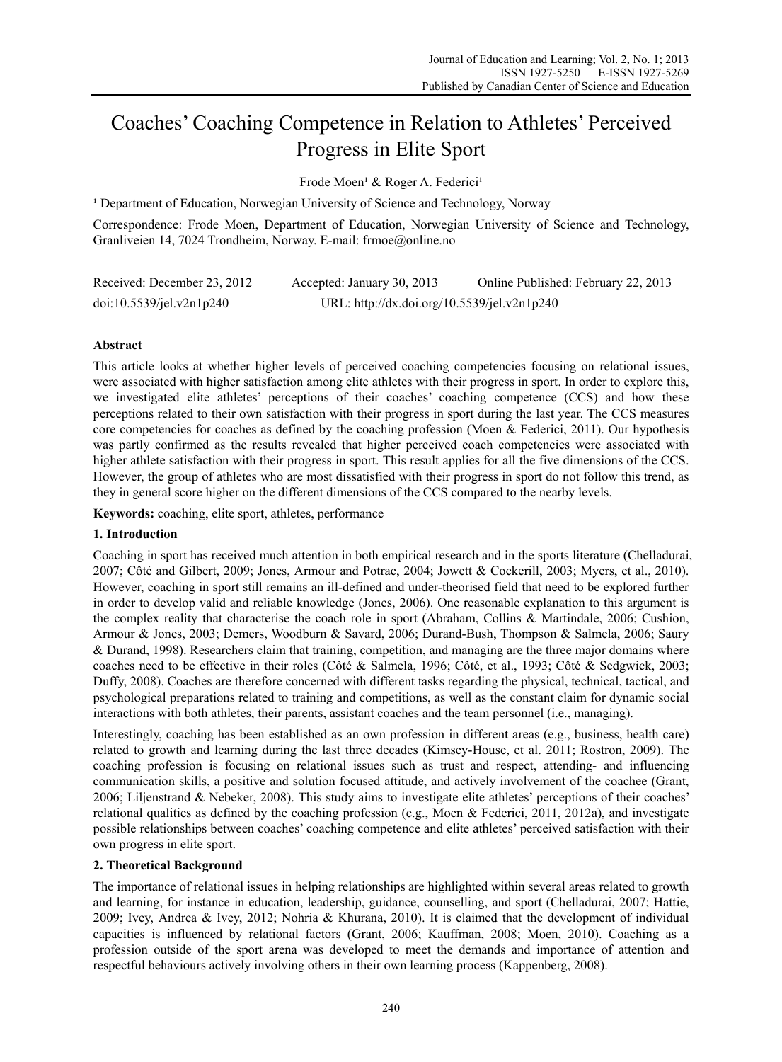# Coaches' Coaching Competence in Relation to Athletes' Perceived Progress in Elite Sport

Frode Moen[1] & Roger A. Federici[1]

[1] Department of Education, Norwegian University of Science and Technology, Norway

Correspondence: Frode Moen, Department of Education, Norwegian University of Science and Technology, Granliveien 14, 7024 Trondheim, Norway. E-mail: frmoe@online.no

Received: December 23, 2012 Accepted: January 30, 2013 Online Published: February 22, 2013

doi:10.5539/jel.v2n1p240 URL: http://dx.doi.org/10.5539/jel.v2n1p240

## Abstract

This article looks at whether higher levels of perceived coaching competencies focusing on relational issues, were associated with higher satisfaction among elite athletes with their progress in sport. In order to explore this, we investigated elite athletes' perceptions of their coaches' coaching competence (CCS) and how these perceptions related to their own satisfaction with their progress in sport during the last year. The CCS measures core competencies for coaches as defined by the coaching profession (Moen & Federici, 2011). Our hypothesis was partly confirmed as the results revealed that higher perceived coach competencies were associated with higher athlete satisfaction with their progress in sport. This result applies for all the five dimensions of the CCS. However, the group of athletes who are most dissatisfied with their progress in sport do not follow this trend, as they in general score higher on the different dimensions of the CCS compared to the nearby levels.

**Keywords:** coaching, elite sport, athletes, performance

## 1. Introduction

Coaching in sport has received much attention in both empirical research and in the sports literature (Chelladurai, 2007; Côté and Gilbert, 2009; Jones, Armour and Potrac, 2004; Jowett & Cockerill, 2003; Myers, et al., 2010). However, coaching in sport still remains an ill-defined and under-theorised field that need to be explored further in order to develop valid and reliable knowledge (Jones, 2006). One reasonable explanation to this argument is the complex reality that characterise the coach role in sport (Abraham, Collins & Martindale, 2006; Cushion, Armour & Jones, 2003; Demers, Woodburn & Savard, 2006; Durand-Bush, Thompson & Salmela, 2006; Saury & Durand, 1998). Researchers claim that training, competition, and managing are the three major domains where coaches need to be effective in their roles (Côté & Salmela, 1996; Côté, et al., 1993; Côté & Sedgwick, 2003; Duffy, 2008). Coaches are therefore concerned with different tasks regarding the physical, technical, tactical, and psychological preparations related to training and competitions, as well as the constant claim for dynamic social interactions with both athletes, their parents, assistant coaches and the team personnel (i.e., managing).

Interestingly, coaching has been established as an own profession in different areas (e.g., business, health care) related to growth and learning during the last three decades (Kimsey-House, et al. 2011; Rostron, 2009). The coaching profession is focusing on relational issues such as trust and respect, attending- and influencing communication skills, a positive and solution focused attitude, and actively involvement of the coachee (Grant, 2006; Liljenstrand & Nebeker, 2008). This study aims to investigate elite athletes' perceptions of their coaches' relational qualities as defined by the coaching profession (e.g., Moen & Federici, 2011, 2012a), and investigate possible relationships between coaches' coaching competence and elite athletes' perceived satisfaction with their own progress in elite sport.

## 2. Theoretical Background

The importance of relational issues in helping relationships are highlighted within several areas related to growth and learning, for instance in education, leadership, guidance, counselling, and sport (Chelladurai, 2007; Hattie, 2009; Ivey, Andrea & Ivey, 2012; Nohria & Khurana, 2010). It is claimed that the development of individual capacities is influenced by relational factors (Grant, 2006; Kauffman, 2008; Moen, 2010). Coaching as a profession outside of the sport arena was developed to meet the demands and importance of attention and respectful behaviours actively involving others in their own learning process (Kappenberg, 2008).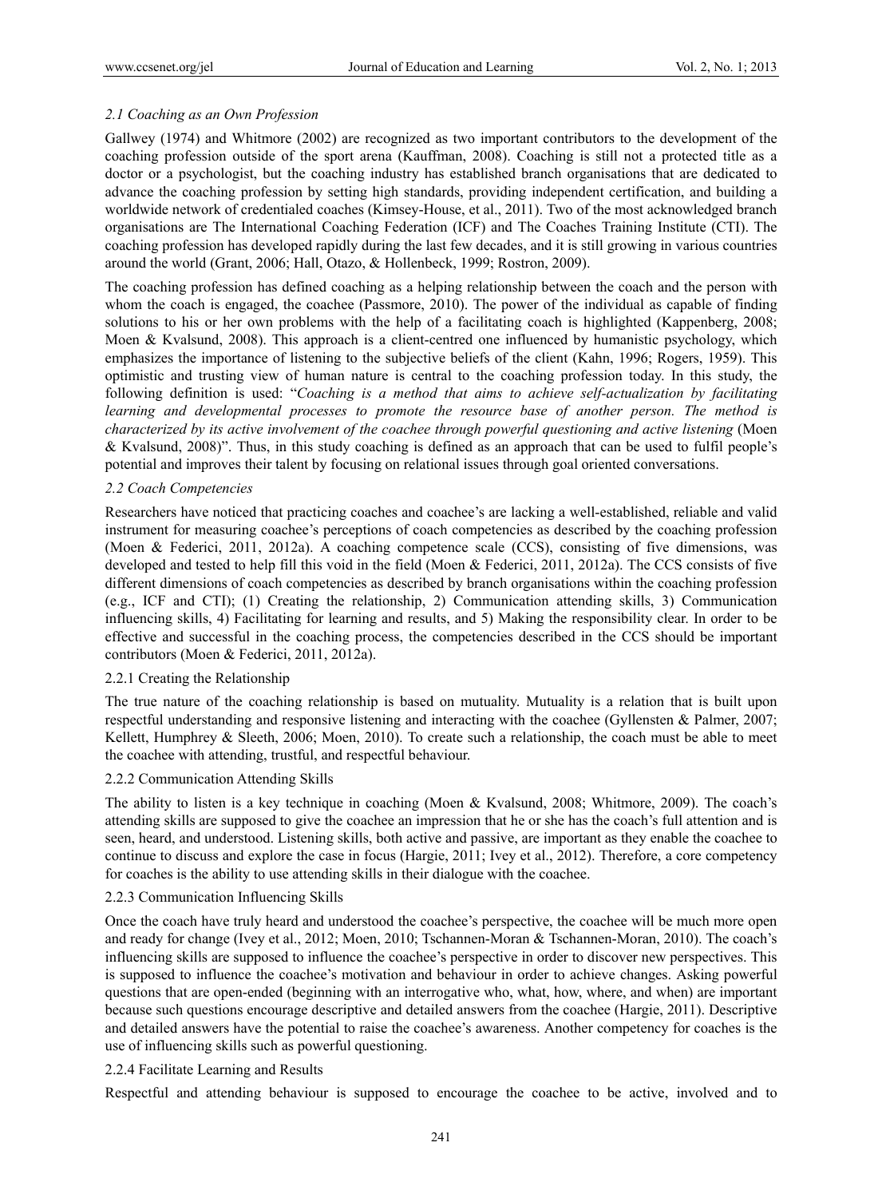### 2.1 Coaching as an Own Profession

Gallwey (1974) and Whitmore (2002) are recognized as two important contributors to the development of the coaching profession outside of the sport arena (Kauffman, 2008). Coaching is still not a protected title as a doctor or a psychologist, but the coaching industry has established branch organisations that are dedicated to advance the coaching profession by setting high standards, providing independent certification, and building a worldwide network of credentialed coaches (Kimsey-House, et al., 2011). Two of the most acknowledged branch organisations are The International Coaching Federation (ICF) and The Coaches Training Institute (CTI). The coaching profession has developed rapidly during the last few decades, and it is still growing in various countries around the world (Grant, 2006; Hall, Otazo, & Hollenbeck, 1999; Rostron, 2009).

The coaching profession has defined coaching as a helping relationship between the coach and the person with whom the coach is engaged, the coachee (Passmore, 2010). The power of the individual as capable of finding solutions to his or her own problems with the help of a facilitating coach is highlighted (Kappenberg, 2008; Moen & Kvalsund, 2008). This approach is a client-centred one influenced by humanistic psychology, which emphasizes the importance of listening to the subjective beliefs of the client (Kahn, 1996; Rogers, 1959). This optimistic and trusting view of human nature is central to the coaching profession today. In this study, the following definition is used: "*Coaching is a method that aims to achieve self-actualization by facilitating learning and developmental processes to promote the resource base of another person. The method is characterized by its active involvement of the coachee through powerful questioning and active listening* (Moen & Kvalsund, 2008)". Thus, in this study coaching is defined as an approach that can be used to fulfil people's potential and improves their talent by focusing on relational issues through goal oriented conversations.

### 2.2 Coach Competencies

Researchers have noticed that practicing coaches and coachee's are lacking a well-established, reliable and valid instrument for measuring coachee's perceptions of coach competencies as described by the coaching profession (Moen & Federici, 2011, 2012a). A coaching competence scale (CCS), consisting of five dimensions, was developed and tested to help fill this void in the field (Moen & Federici, 2011, 2012a). The CCS consists of five different dimensions of coach competencies as described by branch organisations within the coaching profession (e.g., ICF and CTI); (1) Creating the relationship, 2) Communication attending skills, 3) Communication influencing skills, 4) Facilitating for learning and results, and 5) Making the responsibility clear. In order to be effective and successful in the coaching process, the competencies described in the CCS should be important contributors (Moen & Federici, 2011, 2012a).

#### 2.2.1 Creating the Relationship

The true nature of the coaching relationship is based on mutuality. Mutuality is a relation that is built upon respectful understanding and responsive listening and interacting with the coachee (Gyllensten & Palmer, 2007; Kellett, Humphrey & Sleeth, 2006; Moen, 2010). To create such a relationship, the coach must be able to meet the coachee with attending, trustful, and respectful behaviour.

#### 2.2.2 Communication Attending Skills

The ability to listen is a key technique in coaching (Moen & Kvalsund, 2008; Whitmore, 2009). The coach's attending skills are supposed to give the coachee an impression that he or she has the coach's full attention and is seen, heard, and understood. Listening skills, both active and passive, are important as they enable the coachee to continue to discuss and explore the case in focus (Hargie, 2011; Ivey et al., 2012). Therefore, a core competency for coaches is the ability to use attending skills in their dialogue with the coachee.

#### 2.2.3 Communication Influencing Skills

Once the coach have truly heard and understood the coachee's perspective, the coachee will be much more open and ready for change (Ivey et al., 2012; Moen, 2010; Tschannen-Moran & Tschannen-Moran, 2010). The coach's influencing skills are supposed to influence the coachee's perspective in order to discover new perspectives. This is supposed to influence the coachee's motivation and behaviour in order to achieve changes. Asking powerful questions that are open-ended (beginning with an interrogative who, what, how, where, and when) are important because such questions encourage descriptive and detailed answers from the coachee (Hargie, 2011). Descriptive and detailed answers have the potential to raise the coachee's awareness. Another competency for coaches is the use of influencing skills such as powerful questioning.

#### 2.2.4 Facilitate Learning and Results

Respectful and attending behaviour is supposed to encourage the coachee to be active, involved and to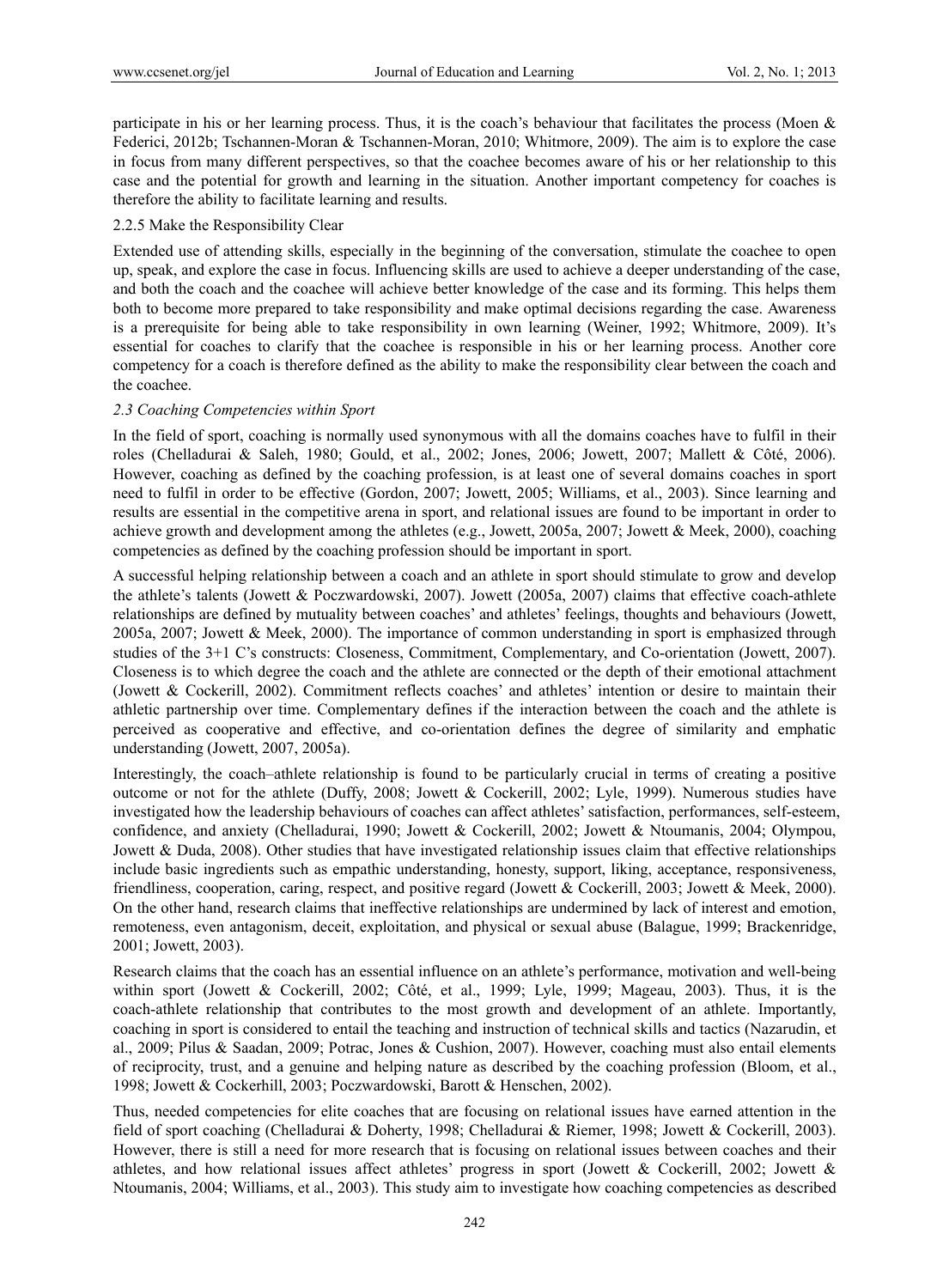participate in his or her learning process. Thus, it is the coach's behaviour that facilitates the process (Moen & Federici, 2012b; Tschannen-Moran & Tschannen-Moran, 2010; Whitmore, 2009). The aim is to explore the case in focus from many different perspectives, so that the coachee becomes aware of his or her relationship to this case and the potential for growth and learning in the situation. Another important competency for coaches is therefore the ability to facilitate learning and results.

#### 2.2.5 Make the Responsibility Clear

Extended use of attending skills, especially in the beginning of the conversation, stimulate the coachee to open up, speak, and explore the case in focus. Influencing skills are used to achieve a deeper understanding of the case, and both the coach and the coachee will achieve better knowledge of the case and its forming. This helps them both to become more prepared to take responsibility and make optimal decisions regarding the case. Awareness is a prerequisite for being able to take responsibility in own learning (Weiner, 1992; Whitmore, 2009). It's essential for coaches to clarify that the coachee is responsible in his or her learning process. Another core competency for a coach is therefore defined as the ability to make the responsibility clear between the coach and the coachee.

### *2.3 Coaching Competencies within Sport*

In the field of sport, coaching is normally used synonymous with all the domains coaches have to fulfil in their roles (Chelladurai & Saleh, 1980; Gould, et al., 2002; Jones, 2006; Jowett, 2007; Mallett & Côté, 2006). However, coaching as defined by the coaching profession, is at least one of several domains coaches in sport need to fulfil in order to be effective (Gordon, 2007; Jowett, 2005; Williams, et al., 2003). Since learning and results are essential in the competitive arena in sport, and relational issues are found to be important in order to achieve growth and development among the athletes (e.g., Jowett, 2005a, 2007; Jowett & Meek, 2000), coaching competencies as defined by the coaching profession should be important in sport.

A successful helping relationship between a coach and an athlete in sport should stimulate to grow and develop the athlete's talents (Jowett & Poczwardowski, 2007). Jowett (2005a, 2007) claims that effective coach-athlete relationships are defined by mutuality between coaches' and athletes' feelings, thoughts and behaviours (Jowett, 2005a, 2007; Jowett & Meek, 2000). The importance of common understanding in sport is emphasized through studies of the 3+1 C's constructs: Closeness, Commitment, Complementary, and Co-orientation (Jowett, 2007). Closeness is to which degree the coach and the athlete are connected or the depth of their emotional attachment (Jowett & Cockerill, 2002). Commitment reflects coaches' and athletes' intention or desire to maintain their athletic partnership over time. Complementary defines if the interaction between the coach and the athlete is perceived as cooperative and effective, and co-orientation defines the degree of similarity and emphatic understanding (Jowett, 2007, 2005a).

Interestingly, the coach–athlete relationship is found to be particularly crucial in terms of creating a positive outcome or not for the athlete (Duffy, 2008; Jowett & Cockerill, 2002; Lyle, 1999). Numerous studies have investigated how the leadership behaviours of coaches can affect athletes' satisfaction, performances, self-esteem, confidence, and anxiety (Chelladurai, 1990; Jowett & Cockerill, 2002; Jowett & Ntoumanis, 2004; Olympou, Jowett & Duda, 2008). Other studies that have investigated relationship issues claim that effective relationships include basic ingredients such as empathic understanding, honesty, support, liking, acceptance, responsiveness, friendliness, cooperation, caring, respect, and positive regard (Jowett & Cockerill, 2003; Jowett & Meek, 2000). On the other hand, research claims that ineffective relationships are undermined by lack of interest and emotion, remoteness, even antagonism, deceit, exploitation, and physical or sexual abuse (Balague, 1999; Brackenridge, 2001; Jowett, 2003).

Research claims that the coach has an essential influence on an athlete's performance, motivation and well-being within sport (Jowett & Cockerill, 2002; Côté, et al., 1999; Lyle, 1999; Mageau, 2003). Thus, it is the coach-athlete relationship that contributes to the most growth and development of an athlete. Importantly, coaching in sport is considered to entail the teaching and instruction of technical skills and tactics (Nazarudin, et al., 2009; Pilus & Saadan, 2009; Potrac, Jones & Cushion, 2007). However, coaching must also entail elements of reciprocity, trust, and a genuine and helping nature as described by the coaching profession (Bloom, et al., 1998; Jowett & Cockerhill, 2003; Poczwardowski, Barott & Henschen, 2002).

Thus, needed competencies for elite coaches that are focusing on relational issues have earned attention in the field of sport coaching (Chelladurai & Doherty, 1998; Chelladurai & Riemer, 1998; Jowett & Cockerill, 2003). However, there is still a need for more research that is focusing on relational issues between coaches and their athletes, and how relational issues affect athletes' progress in sport (Jowett & Cockerill, 2002; Jowett & Ntoumanis, 2004; Williams, et al., 2003). This study aim to investigate how coaching competencies as described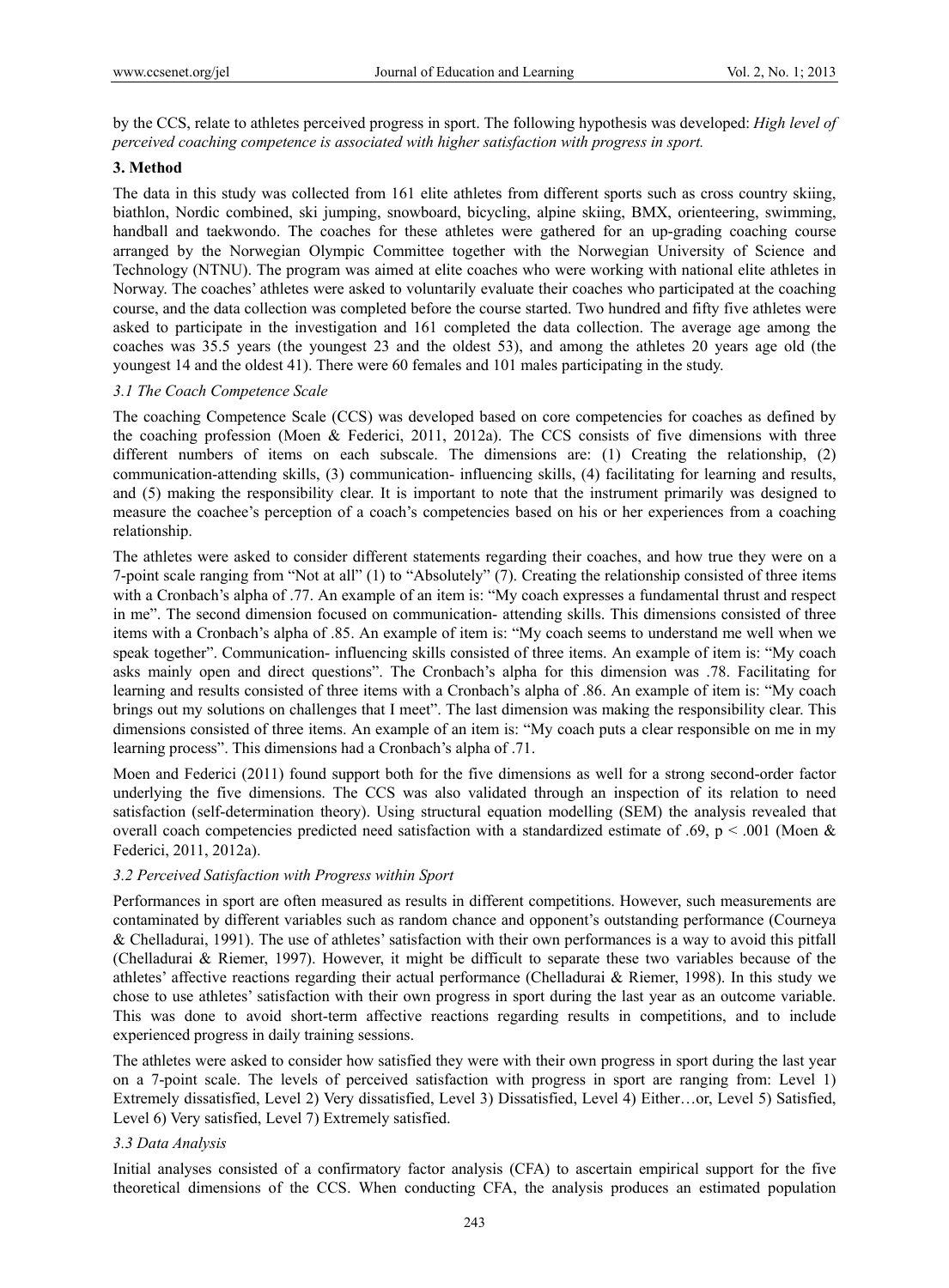by the CCS, relate to athletes perceived progress in sport. The following hypothesis was developed: *High level of perceived coaching competence is associated with higher satisfaction with progress in sport.*

## 3. Method

The data in this study was collected from 161 elite athletes from different sports such as cross country skiing, biathlon, Nordic combined, ski jumping, snowboard, bicycling, alpine skiing, BMX, orienteering, swimming, handball and taekwondo. The coaches for these athletes were gathered for an up-grading coaching course arranged by the Norwegian Olympic Committee together with the Norwegian University of Science and Technology (NTNU). The program was aimed at elite coaches who were working with national elite athletes in Norway. The coaches' athletes were asked to voluntarily evaluate their coaches who participated at the coaching course, and the data collection was completed before the course started. Two hundred and fifty five athletes were asked to participate in the investigation and 161 completed the data collection. The average age among the coaches was 35.5 years (the youngest 23 and the oldest 53), and among the athletes 20 years age old (the youngest 14 and the oldest 41). There were 60 females and 101 males participating in the study.

### *3.1 The Coach Competence Scale*

The coaching Competence Scale (CCS) was developed based on core competencies for coaches as defined by the coaching profession (Moen & Federici, 2011, 2012a). The CCS consists of five dimensions with three different numbers of items on each subscale. The dimensions are: (1) Creating the relationship, (2) communication-attending skills, (3) communication- influencing skills, (4) facilitating for learning and results, and (5) making the responsibility clear. It is important to note that the instrument primarily was designed to measure the coachee's perception of a coach's competencies based on his or her experiences from a coaching relationship.

The athletes were asked to consider different statements regarding their coaches, and how true they were on a 7-point scale ranging from "Not at all" (1) to "Absolutely" (7). Creating the relationship consisted of three items with a Cronbach's alpha of .77. An example of an item is: "My coach expresses a fundamental thrust and respect in me". The second dimension focused on communication- attending skills. This dimensions consisted of three items with a Cronbach's alpha of .85. An example of item is: "My coach seems to understand me well when we speak together". Communication- influencing skills consisted of three items. An example of item is: "My coach asks mainly open and direct questions". The Cronbach's alpha for this dimension was .78. Facilitating for learning and results consisted of three items with a Cronbach's alpha of .86. An example of item is: "My coach brings out my solutions on challenges that I meet". The last dimension was making the responsibility clear. This dimensions consisted of three items. An example of an item is: "My coach puts a clear responsible on me in my learning process". This dimensions had a Cronbach's alpha of .71.

Moen and Federici (2011) found support both for the five dimensions as well for a strong second-order factor underlying the five dimensions. The CCS was also validated through an inspection of its relation to need satisfaction (self-determination theory). Using structural equation modelling (SEM) the analysis revealed that overall coach competencies predicted need satisfaction with a standardized estimate of .69, $p < .001$ (Moen & Federici, 2011, 2012a).

### *3.2 Perceived Satisfaction with Progress within Sport*

Performances in sport are often measured as results in different competitions. However, such measurements are contaminated by different variables such as random chance and opponent's outstanding performance (Courneya & Chelladurai, 1991). The use of athletes' satisfaction with their own performances is a way to avoid this pitfall (Chelladurai & Riemer, 1997). However, it might be difficult to separate these two variables because of the athletes' affective reactions regarding their actual performance (Chelladurai & Riemer, 1998). In this study we chose to use athletes' satisfaction with their own progress in sport during the last year as an outcome variable. This was done to avoid short-term affective reactions regarding results in competitions, and to include experienced progress in daily training sessions.

The athletes were asked to consider how satisfied they were with their own progress in sport during the last year on a 7-point scale. The levels of perceived satisfaction with progress in sport are ranging from: Level 1) Extremely dissatisfied, Level 2) Very dissatisfied, Level 3) Dissatisfied, Level 4) Either…or, Level 5) Satisfied, Level 6) Very satisfied, Level 7) Extremely satisfied.

### *3.3 Data Analysis*

Initial analyses consisted of a confirmatory factor analysis (CFA) to ascertain empirical support for the five theoretical dimensions of the CCS. When conducting CFA, the analysis produces an estimated population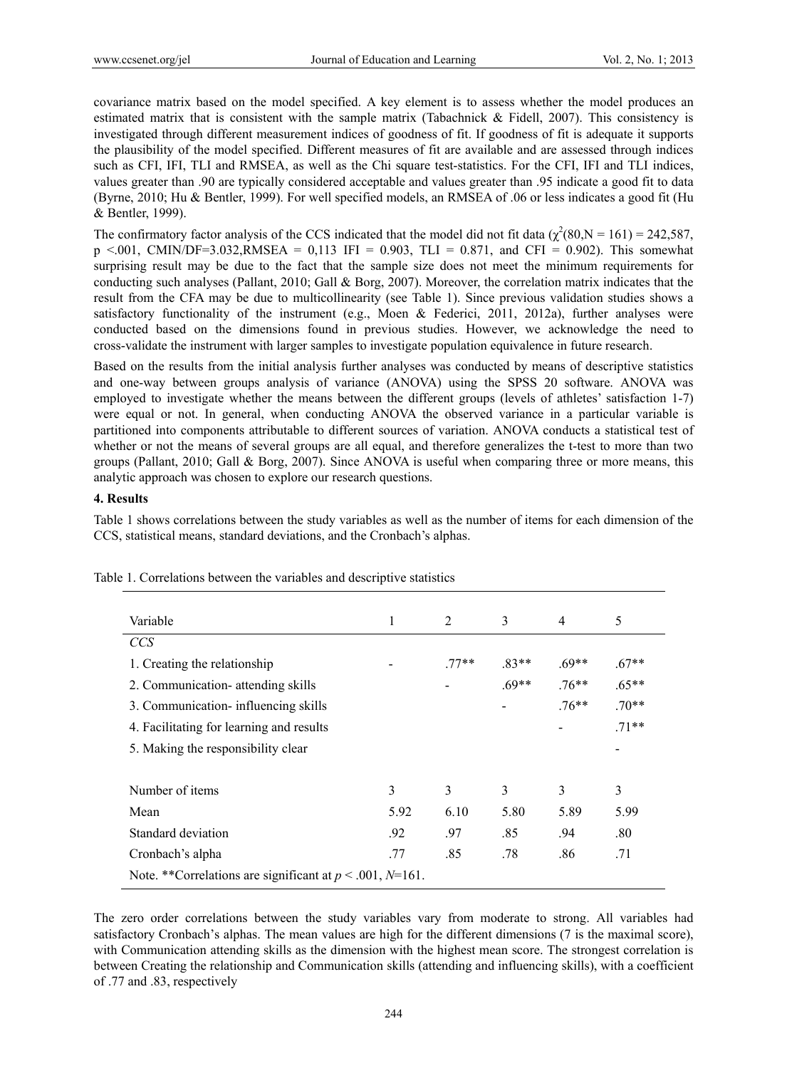covariance matrix based on the model specified. A key element is to assess whether the model produces an estimated matrix that is consistent with the sample matrix (Tabachnick & Fidell, 2007). This consistency is investigated through different measurement indices of goodness of fit. If goodness of fit is adequate it supports the plausibility of the model specified. Different measures of fit are available and are assessed through indices such as CFI, IFI, TLI and RMSEA, as well as the Chi square test-statistics. For the CFI, IFI and TLI indices, values greater than .90 are typically considered acceptable and values greater than .95 indicate a good fit to data (Byrne, 2010; Hu & Bentler, 1999). For well specified models, an RMSEA of .06 or less indicates a good fit (Hu & Bentler, 1999).

The confirmatory factor analysis of the CCS indicated that the model did not fit data ($\chi^2(80, N = 161) = 242{,}587$, $p < .001$, CMIN/DF=3.032,RMSEA = 0,113 IFI = 0.903, TLI = 0.871, and CFI = 0.902). This somewhat surprising result may be due to the fact that the sample size does not meet the minimum requirements for conducting such analyses (Pallant, 2010; Gall & Borg, 2007). Moreover, the correlation matrix indicates that the result from the CFA may be due to multicollinearity (see Table 1). Since previous validation studies shows a satisfactory functionality of the instrument (e.g., Moen & Federici, 2011, 2012a), further analyses were conducted based on the dimensions found in previous studies. However, we acknowledge the need to cross-validate the instrument with larger samples to investigate population equivalence in future research.

Based on the results from the initial analysis further analyses was conducted by means of descriptive statistics and one-way between groups analysis of variance (ANOVA) using the SPSS 20 software. ANOVA was employed to investigate whether the means between the different groups (levels of athletes' satisfaction 1-7) were equal or not. In general, when conducting ANOVA the observed variance in a particular variable is partitioned into components attributable to different sources of variation. ANOVA conducts a statistical test of whether or not the means of several groups are all equal, and therefore generalizes the t-test to more than two groups (Pallant, 2010; Gall & Borg, 2007). Since ANOVA is useful when comparing three or more means, this analytic approach was chosen to explore our research questions.

## 4. Results

Table 1 shows correlations between the study variables as well as the number of items for each dimension of the CCS, statistical means, standard deviations, and the Cronbach's alphas.

Table 1. Correlations between the variables and descriptive statistics

| Variable | 1 | 2 | 3 | 4 | 5 |
|---|---|---|---|---|---|
| *CCS* | | | | | |
| 1. Creating the relationship | - | .77** | .83** | .69** | .67** |
| 2. Communication- attending skills | | - | .69** | .76** | .65** |
| 3. Communication- influencing skills | | | - | .76** | .70** |
| 4. Facilitating for learning and results | | | | - | .71** |
| 5. Making the responsibility clear | | | | | - |
| Number of items | 3 | 3 | 3 | 3 | 3 |
| Mean | 5.92 | 6.10 | 5.80 | 5.89 | 5.99 |
| Standard deviation | .92 | .97 | .85 | .94 | .80 |
| Cronbach's alpha | .77 | .85 | .78 | .86 | .71 |

Note. **Correlations are significant at $p < .001$, $N$=161.

The zero order correlations between the study variables vary from moderate to strong. All variables had satisfactory Cronbach's alphas. The mean values are high for the different dimensions (7 is the maximal score), with Communication attending skills as the dimension with the highest mean score. The strongest correlation is between Creating the relationship and Communication skills (attending and influencing skills), with a coefficient of .77 and .83, respectively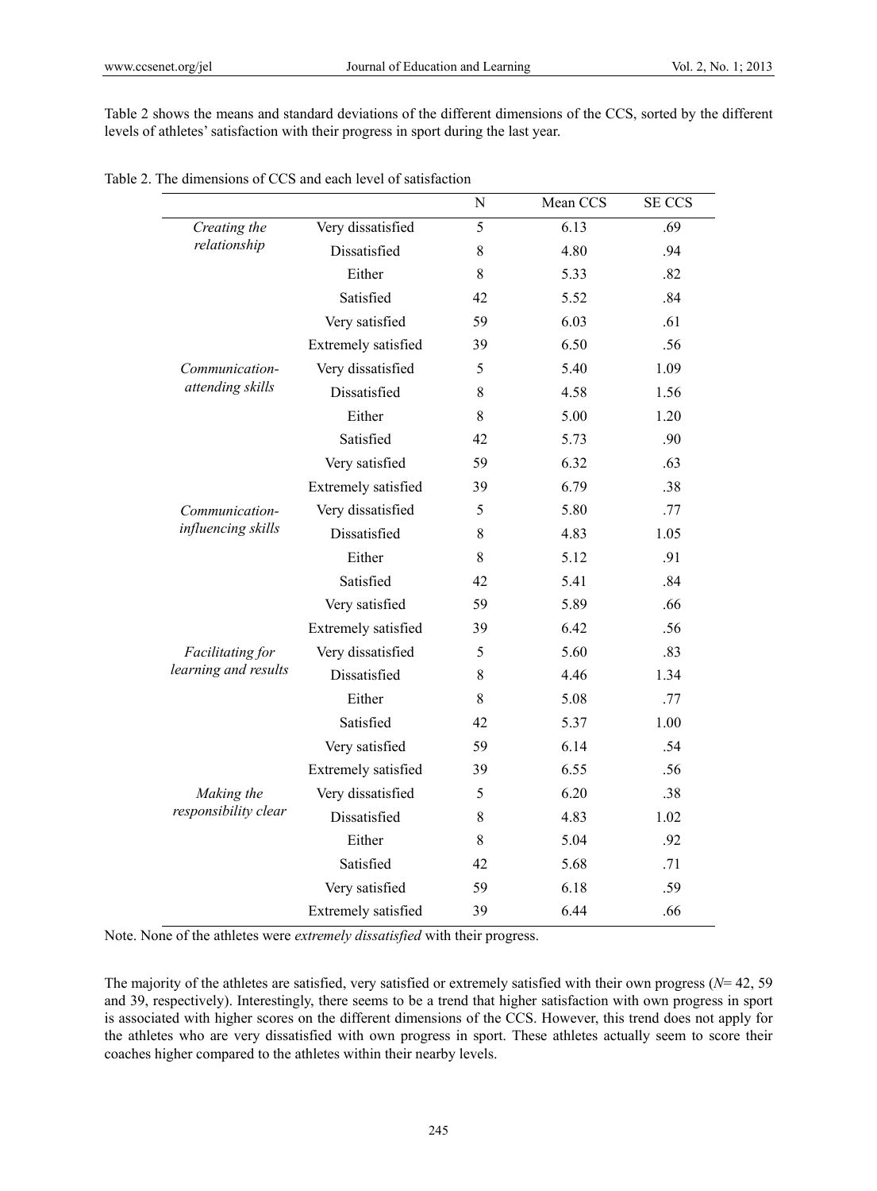Table 2 shows the means and standard deviations of the different dimensions of the CCS, sorted by the different levels of athletes' satisfaction with their progress in sport during the last year.

Table 2. The dimensions of CCS and each level of satisfaction

| | | N | Mean CCS | SE CCS |
|---|---|---|---|---|
| *Creating the relationship* | Very dissatisfied | 5 | 6.13 | .69 |
| | Dissatisfied | 8 | 4.80 | .94 |
| | Either | 8 | 5.33 | .82 |
| | Satisfied | 42 | 5.52 | .84 |
| | Very satisfied | 59 | 6.03 | .61 |
| | Extremely satisfied | 39 | 6.50 | .56 |
| *Communication-attending skills* | Very dissatisfied | 5 | 5.40 | 1.09 |
| | Dissatisfied | 8 | 4.58 | 1.56 |
| | Either | 8 | 5.00 | 1.20 |
| | Satisfied | 42 | 5.73 | .90 |
| | Very satisfied | 59 | 6.32 | .63 |
| | Extremely satisfied | 39 | 6.79 | .38 |
| *Communication-influencing skills* | Very dissatisfied | 5 | 5.80 | .77 |
| | Dissatisfied | 8 | 4.83 | 1.05 |
| | Either | 8 | 5.12 | .91 |
| | Satisfied | 42 | 5.41 | .84 |
| | Very satisfied | 59 | 5.89 | .66 |
| | Extremely satisfied | 39 | 6.42 | .56 |
| *Facilitating for learning and results* | Very dissatisfied | 5 | 5.60 | .83 |
| | Dissatisfied | 8 | 4.46 | 1.34 |
| | Either | 8 | 5.08 | .77 |
| | Satisfied | 42 | 5.37 | 1.00 |
| | Very satisfied | 59 | 6.14 | .54 |
| | Extremely satisfied | 39 | 6.55 | .56 |
| *Making the responsibility clear* | Very dissatisfied | 5 | 6.20 | .38 |
| | Dissatisfied | 8 | 4.83 | 1.02 |
| | Either | 8 | 5.04 | .92 |
| | Satisfied | 42 | 5.68 | .71 |
| | Very satisfied | 59 | 6.18 | .59 |
| | Extremely satisfied | 39 | 6.44 | .66 |

Note. None of the athletes were *extremely dissatisfied* with their progress.

The majority of the athletes are satisfied, very satisfied or extremely satisfied with their own progress ($N$= 42, 59 and 39, respectively). Interestingly, there seems to be a trend that higher satisfaction with own progress in sport is associated with higher scores on the different dimensions of the CCS. However, this trend does not apply for the athletes who are very dissatisfied with own progress in sport. These athletes actually seem to score their coaches higher compared to the athletes within their nearby levels.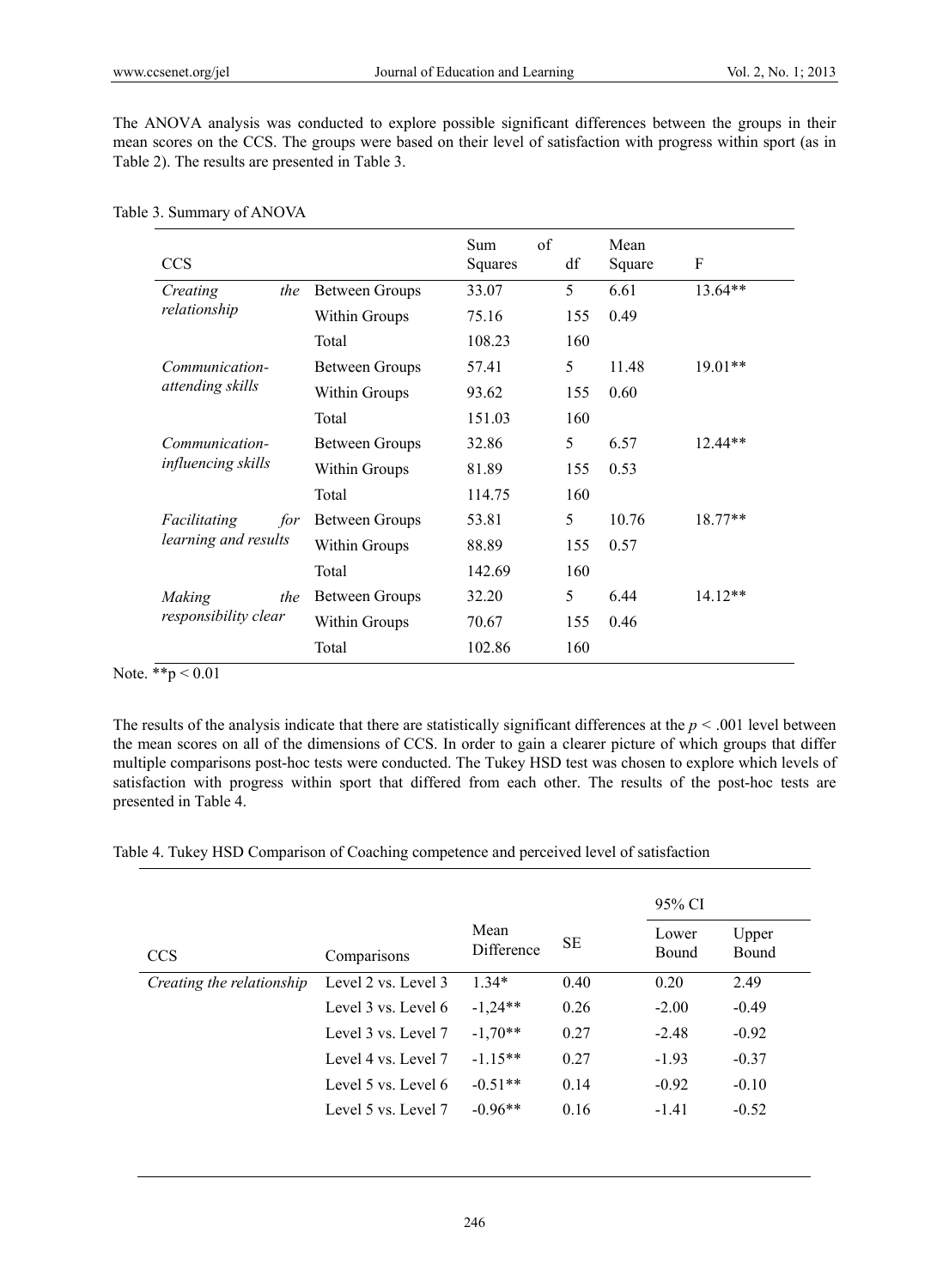The ANOVA analysis was conducted to explore possible significant differences between the groups in their mean scores on the CCS. The groups were based on their level of satisfaction with progress within sport (as in Table 2). The results are presented in Table 3.

Table 3. Summary of ANOVA

| CCS | | Sum of Squares | df | Mean Square | F |
|---|---|---|---|---|---|
| *Creating the relationship* | Between Groups | 33.07 | 5 | 6.61 | 13.64** |
| | Within Groups | 75.16 | 155 | 0.49 | |
| | Total | 108.23 | 160 | | |
| *Communication-attending skills* | Between Groups | 57.41 | 5 | 11.48 | 19.01** |
| | Within Groups | 93.62 | 155 | 0.60 | |
| | Total | 151.03 | 160 | | |
| *Communication-influencing skills* | Between Groups | 32.86 | 5 | 6.57 | 12.44** |
| | Within Groups | 81.89 | 155 | 0.53 | |
| | Total | 114.75 | 160 | | |
| *Facilitating for learning and results* | Between Groups | 53.81 | 5 | 10.76 | 18.77** |
| | Within Groups | 88.89 | 155 | 0.57 | |
| | Total | 142.69 | 160 | | |
| *Making the responsibility clear* | Between Groups | 32.20 | 5 | 6.44 | 14.12** |
| | Within Groups | 70.67 | 155 | 0.46 | |
| | Total | 102.86 | 160 | | |

Note. **$p < 0.01$

The results of the analysis indicate that there are statistically significant differences at the $p < .001$ level between the mean scores on all of the dimensions of CCS. In order to gain a clearer picture of which groups that differ multiple comparisons post-hoc tests were conducted. The Tukey HSD test was chosen to explore which levels of satisfaction with progress within sport that differed from each other. The results of the post-hoc tests are presented in Table 4.

Table 4. Tukey HSD Comparison of Coaching competence and perceived level of satisfaction

| CCS | Comparisons | Mean Difference | SE | 95% CI Lower Bound | 95% CI Upper Bound |
|---|---|---|---|---|---|
| *Creating the relationship* | Level 2 vs. Level 3 | 1.34* | 0.40 | 0.20 | 2.49 |
| | Level 3 vs. Level 6 | -1,24** | 0.26 | -2.00 | -0.49 |
| | Level 3 vs. Level 7 | -1,70** | 0.27 | -2.48 | -0.92 |
| | Level 4 vs. Level 7 | -1.15** | 0.27 | -1.93 | -0.37 |
| | Level 5 vs. Level 6 | -0.51** | 0.14 | -0.92 | -0.10 |
| | Level 5 vs. Level 7 | -0.96** | 0.16 | -1.41 | -0.52 |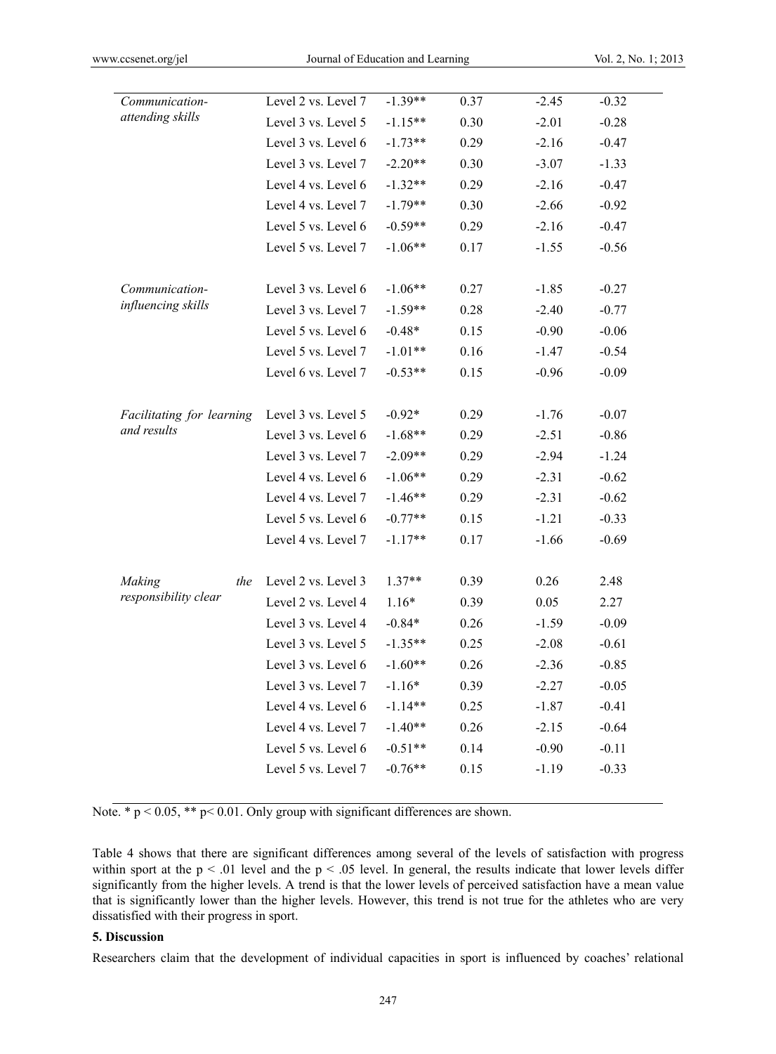| | | | | | |
|---|---|---|---|---|---|
| *Communication-attending skills* | Level 2 vs. Level 7 | -1.39** | 0.37 | -2.45 | -0.32 |
| | Level 3 vs. Level 5 | -1.15** | 0.30 | -2.01 | -0.28 |
| | Level 3 vs. Level 6 | -1.73** | 0.29 | -2.16 | -0.47 |
| | Level 3 vs. Level 7 | -2.20** | 0.30 | -3.07 | -1.33 |
| | Level 4 vs. Level 6 | -1.32** | 0.29 | -2.16 | -0.47 |
| | Level 4 vs. Level 7 | -1.79** | 0.30 | -2.66 | -0.92 |
| | Level 5 vs. Level 6 | -0.59** | 0.29 | -2.16 | -0.47 |
| | Level 5 vs. Level 7 | -1.06** | 0.17 | -1.55 | -0.56 |
| *Communication-influencing skills* | Level 3 vs. Level 6 | -1.06** | 0.27 | -1.85 | -0.27 |
| | Level 3 vs. Level 7 | -1.59** | 0.28 | -2.40 | -0.77 |
| | Level 5 vs. Level 6 | -0.48* | 0.15 | -0.90 | -0.06 |
| | Level 5 vs. Level 7 | -1.01** | 0.16 | -1.47 | -0.54 |
| | Level 6 vs. Level 7 | -0.53** | 0.15 | -0.96 | -0.09 |
| *Facilitating for learning and results* | Level 3 vs. Level 5 | -0.92* | 0.29 | -1.76 | -0.07 |
| | Level 3 vs. Level 6 | -1.68** | 0.29 | -2.51 | -0.86 |
| | Level 3 vs. Level 7 | -2.09** | 0.29 | -2.94 | -1.24 |
| | Level 4 vs. Level 6 | -1.06** | 0.29 | -2.31 | -0.62 |
| | Level 4 vs. Level 7 | -1.46** | 0.29 | -2.31 | -0.62 |
| | Level 5 vs. Level 6 | -0.77** | 0.15 | -1.21 | -0.33 |
| | Level 4 vs. Level 7 | -1.17** | 0.17 | -1.66 | -0.69 |
| *Making the responsibility clear* | Level 2 vs. Level 3 | 1.37** | 0.39 | 0.26 | 2.48 |
| | Level 2 vs. Level 4 | 1.16* | 0.39 | 0.05 | 2.27 |
| | Level 3 vs. Level 4 | -0.84* | 0.26 | -1.59 | -0.09 |
| | Level 3 vs. Level 5 | -1.35** | 0.25 | -2.08 | -0.61 |
| | Level 3 vs. Level 6 | -1.60** | 0.26 | -2.36 | -0.85 |
| | Level 3 vs. Level 7 | -1.16* | 0.39 | -2.27 | -0.05 |
| | Level 4 vs. Level 6 | -1.14** | 0.25 | -1.87 | -0.41 |
| | Level 4 vs. Level 7 | -1.40** | 0.26 | -2.15 | -0.64 |
| | Level 5 vs. Level 6 | -0.51** | 0.14 | -0.90 | -0.11 |
| | Level 5 vs. Level 7 | -0.76** | 0.15 | -1.19 | -0.33 |

Note. * $p < 0.05$, ** $p < 0.01$. Only group with significant differences are shown.

Table 4 shows that there are significant differences among several of the levels of satisfaction with progress within sport at the $p < .01$ level and the $p < .05$ level. In general, the results indicate that lower levels differ significantly from the higher levels. A trend is that the lower levels of perceived satisfaction have a mean value that is significantly lower than the higher levels. However, this trend is not true for the athletes who are very dissatisfied with their progress in sport.

### 5. Discussion

Researchers claim that the development of individual capacities in sport is influenced by coaches' relational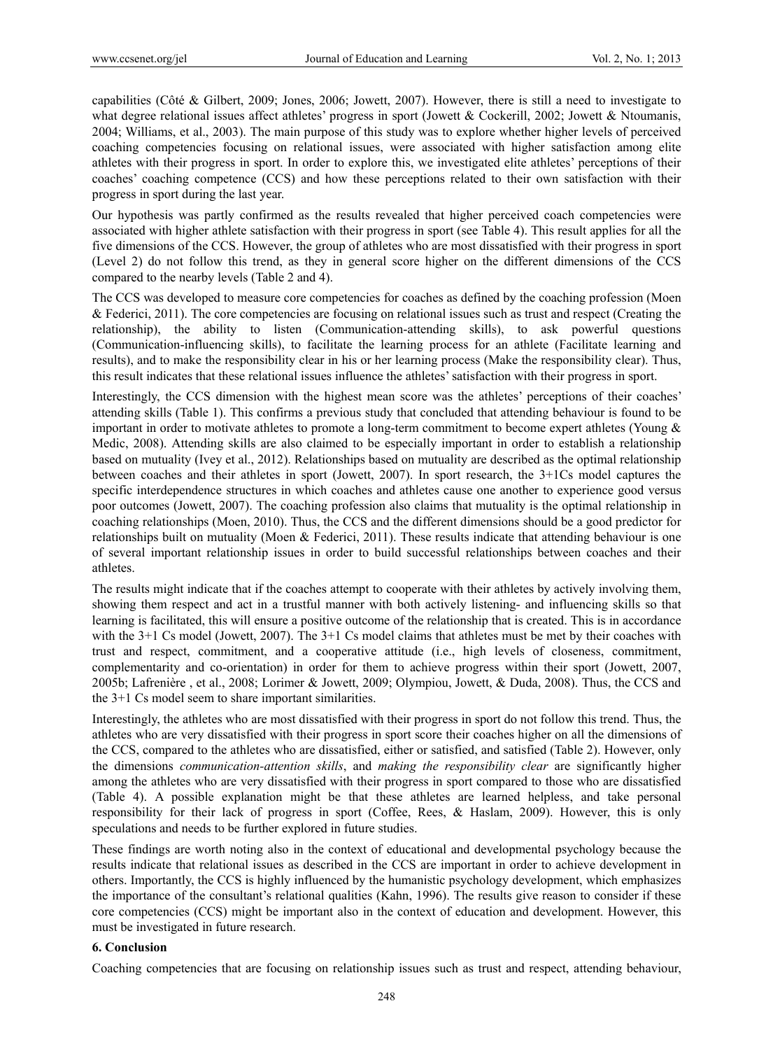capabilities (Côté & Gilbert, 2009; Jones, 2006; Jowett, 2007). However, there is still a need to investigate to what degree relational issues affect athletes' progress in sport (Jowett & Cockerill, 2002; Jowett & Ntoumanis, 2004; Williams, et al., 2003). The main purpose of this study was to explore whether higher levels of perceived coaching competencies focusing on relational issues, were associated with higher satisfaction among elite athletes with their progress in sport. In order to explore this, we investigated elite athletes' perceptions of their coaches' coaching competence (CCS) and how these perceptions related to their own satisfaction with their progress in sport during the last year.

Our hypothesis was partly confirmed as the results revealed that higher perceived coach competencies were associated with higher athlete satisfaction with their progress in sport (see Table 4). This result applies for all the five dimensions of the CCS. However, the group of athletes who are most dissatisfied with their progress in sport (Level 2) do not follow this trend, as they in general score higher on the different dimensions of the CCS compared to the nearby levels (Table 2 and 4).

The CCS was developed to measure core competencies for coaches as defined by the coaching profession (Moen & Federici, 2011). The core competencies are focusing on relational issues such as trust and respect (Creating the relationship), the ability to listen (Communication-attending skills), to ask powerful questions (Communication-influencing skills), to facilitate the learning process for an athlete (Facilitate learning and results), and to make the responsibility clear in his or her learning process (Make the responsibility clear). Thus, this result indicates that these relational issues influence the athletes' satisfaction with their progress in sport.

Interestingly, the CCS dimension with the highest mean score was the athletes' perceptions of their coaches' attending skills (Table 1). This confirms a previous study that concluded that attending behaviour is found to be important in order to motivate athletes to promote a long-term commitment to become expert athletes (Young & Medic, 2008). Attending skills are also claimed to be especially important in order to establish a relationship based on mutuality (Ivey et al., 2012). Relationships based on mutuality are described as the optimal relationship between coaches and their athletes in sport (Jowett, 2007). In sport research, the 3+1Cs model captures the specific interdependence structures in which coaches and athletes cause one another to experience good versus poor outcomes (Jowett, 2007). The coaching profession also claims that mutuality is the optimal relationship in coaching relationships (Moen, 2010). Thus, the CCS and the different dimensions should be a good predictor for relationships built on mutuality (Moen & Federici, 2011). These results indicate that attending behaviour is one of several important relationship issues in order to build successful relationships between coaches and their athletes.

The results might indicate that if the coaches attempt to cooperate with their athletes by actively involving them, showing them respect and act in a trustful manner with both actively listening- and influencing skills so that learning is facilitated, this will ensure a positive outcome of the relationship that is created. This is in accordance with the 3+1 Cs model (Jowett, 2007). The 3+1 Cs model claims that athletes must be met by their coaches with trust and respect, commitment, and a cooperative attitude (i.e., high levels of closeness, commitment, complementarity and co-orientation) in order for them to achieve progress within their sport (Jowett, 2007, 2005b; Lafrenière , et al., 2008; Lorimer & Jowett, 2009; Olympiou, Jowett, & Duda, 2008). Thus, the CCS and the 3+1 Cs model seem to share important similarities.

Interestingly, the athletes who are most dissatisfied with their progress in sport do not follow this trend. Thus, the athletes who are very dissatisfied with their progress in sport score their coaches higher on all the dimensions of the CCS, compared to the athletes who are dissatisfied, either or satisfied, and satisfied (Table 2). However, only the dimensions *communication-attention skills*, and *making the responsibility clear* are significantly higher among the athletes who are very dissatisfied with their progress in sport compared to those who are dissatisfied (Table 4). A possible explanation might be that these athletes are learned helpless, and take personal responsibility for their lack of progress in sport (Coffee, Rees, & Haslam, 2009). However, this is only speculations and needs to be further explored in future studies.

These findings are worth noting also in the context of educational and developmental psychology because the results indicate that relational issues as described in the CCS are important in order to achieve development in others. Importantly, the CCS is highly influenced by the humanistic psychology development, which emphasizes the importance of the consultant's relational qualities (Kahn, 1996). The results give reason to consider if these core competencies (CCS) might be important also in the context of education and development. However, this must be investigated in future research.

## 6. Conclusion

Coaching competencies that are focusing on relationship issues such as trust and respect, attending behaviour,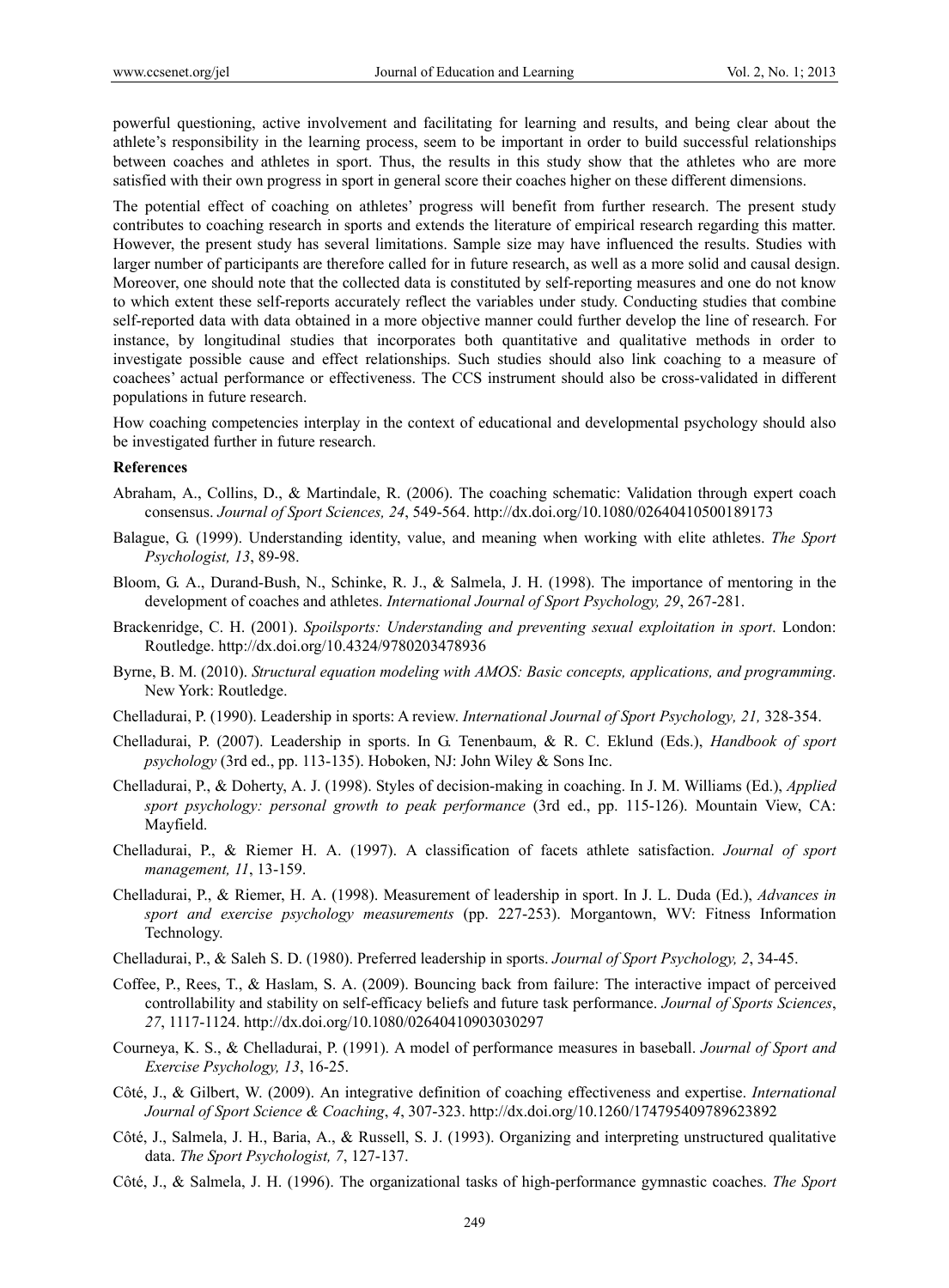powerful questioning, active involvement and facilitating for learning and results, and being clear about the athlete's responsibility in the learning process, seem to be important in order to build successful relationships between coaches and athletes in sport. Thus, the results in this study show that the athletes who are more satisfied with their own progress in sport in general score their coaches higher on these different dimensions.

The potential effect of coaching on athletes' progress will benefit from further research. The present study contributes to coaching research in sports and extends the literature of empirical research regarding this matter. However, the present study has several limitations. Sample size may have influenced the results. Studies with larger number of participants are therefore called for in future research, as well as a more solid and causal design. Moreover, one should note that the collected data is constituted by self-reporting measures and one do not know to which extent these self-reports accurately reflect the variables under study. Conducting studies that combine self-reported data with data obtained in a more objective manner could further develop the line of research. For instance, by longitudinal studies that incorporates both quantitative and qualitative methods in order to investigate possible cause and effect relationships. Such studies should also link coaching to a measure of coachees' actual performance or effectiveness. The CCS instrument should also be cross-validated in different populations in future research.

How coaching competencies interplay in the context of educational and developmental psychology should also be investigated further in future research.

**References**

Abraham, A., Collins, D., & Martindale, R. (2006). The coaching schematic: Validation through expert coach consensus. *Journal of Sport Sciences, 24*, 549-564. http://dx.doi.org/10.1080/02640410500189173

Balague, G. (1999). Understanding identity, value, and meaning when working with elite athletes. *The Sport Psychologist, 13*, 89-98.

Bloom, G. A., Durand-Bush, N., Schinke, R. J., & Salmela, J. H. (1998). The importance of mentoring in the development of coaches and athletes. *International Journal of Sport Psychology, 29*, 267-281.

Brackenridge, C. H. (2001). *Spoilsports: Understanding and preventing sexual exploitation in sport*. London: Routledge. http://dx.doi.org/10.4324/9780203478936

Byrne, B. M. (2010). *Structural equation modeling with AMOS: Basic concepts, applications, and programming*. New York: Routledge.

Chelladurai, P. (1990). Leadership in sports: A review. *International Journal of Sport Psychology, 21,* 328-354.

Chelladurai, P. (2007). Leadership in sports. In G. Tenenbaum, & R. C. Eklund (Eds.), *Handbook of sport psychology* (3rd ed., pp. 113-135). Hoboken, NJ: John Wiley & Sons Inc.

Chelladurai, P., & Doherty, A. J. (1998). Styles of decision-making in coaching. In J. M. Williams (Ed.), *Applied sport psychology: personal growth to peak performance* (3rd ed., pp. 115-126). Mountain View, CA: Mayfield.

Chelladurai, P., & Riemer H. A. (1997). A classification of facets athlete satisfaction. *Journal of sport management, 11*, 13-159.

Chelladurai, P., & Riemer, H. A. (1998). Measurement of leadership in sport. In J. L. Duda (Ed.), *Advances in sport and exercise psychology measurements* (pp. 227-253). Morgantown, WV: Fitness Information Technology.

Chelladurai, P., & Saleh S. D. (1980). Preferred leadership in sports. *Journal of Sport Psychology, 2*, 34-45.

Coffee, P., Rees, T., & Haslam, S. A. (2009). Bouncing back from failure: The interactive impact of perceived controllability and stability on self-efficacy beliefs and future task performance. *Journal of Sports Sciences*, *27*, 1117-1124. http://dx.doi.org/10.1080/02640410903030297

Courneya, K. S., & Chelladurai, P. (1991). A model of performance measures in baseball. *Journal of Sport and Exercise Psychology, 13*, 16-25.

Côté, J., & Gilbert, W. (2009). An integrative definition of coaching effectiveness and expertise. *International Journal of Sport Science & Coaching*, *4*, 307-323. http://dx.doi.org/10.1260/174795409789623892

Côté, J., Salmela, J. H., Baria, A., & Russell, S. J. (1993). Organizing and interpreting unstructured qualitative data. *The Sport Psychologist, 7*, 127-137.

Côté, J., & Salmela, J. H. (1996). The organizational tasks of high-performance gymnastic coaches. *The Sport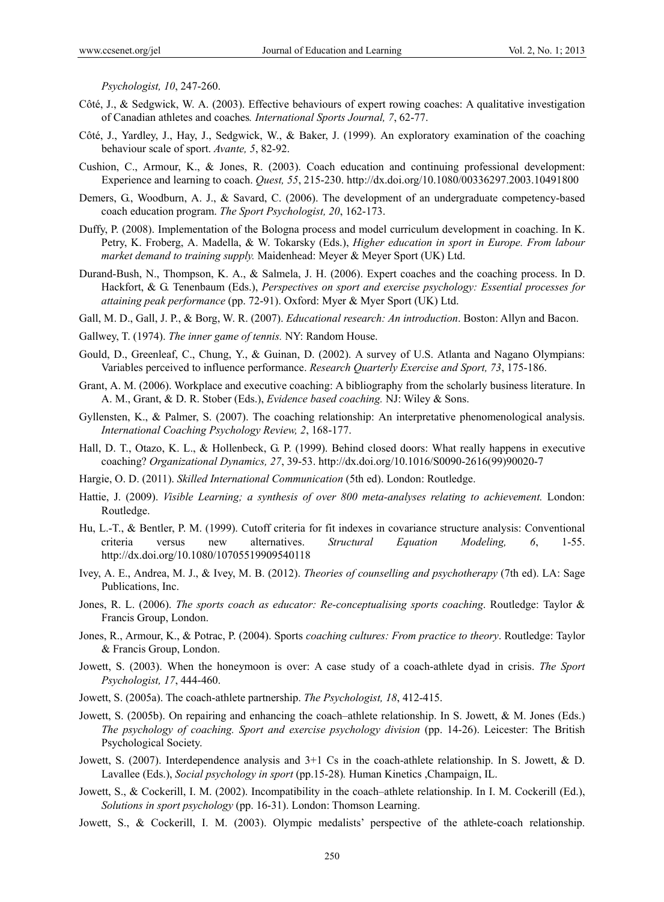*Psychologist, 10*, 247-260.

Côté, J., & Sedgwick, W. A. (2003). Effective behaviours of expert rowing coaches: A qualitative investigation of Canadian athletes and coaches*. International Sports Journal, 7*, 62-77.

Côté, J., Yardley, J., Hay, J., Sedgwick, W., & Baker, J. (1999). An exploratory examination of the coaching behaviour scale of sport. *Avante, 5*, 82-92.

Cushion, C., Armour, K., & Jones, R. (2003). Coach education and continuing professional development: Experience and learning to coach. *Quest, 55*, 215-230. http://dx.doi.org/10.1080/00336297.2003.10491800

Demers, G., Woodburn, A. J., & Savard, C. (2006). The development of an undergraduate competency-based coach education program. *The Sport Psychologist, 20*, 162-173.

Duffy, P. (2008). Implementation of the Bologna process and model curriculum development in coaching. In K. Petry, K. Froberg, A. Madella, & W. Tokarsky (Eds.), *Higher education in sport in Europe. From labour market demand to training supply.* Maidenhead: Meyer & Meyer Sport (UK) Ltd.

Durand-Bush, N., Thompson, K. A., & Salmela, J. H. (2006). Expert coaches and the coaching process. In D. Hackfort, & G. Tenenbaum (Eds.), *Perspectives on sport and exercise psychology: Essential processes for attaining peak performance* (pp. 72-91). Oxford: Myer & Myer Sport (UK) Ltd.

Gall, M. D., Gall, J. P., & Borg, W. R. (2007). *Educational research: An introduction*. Boston: Allyn and Bacon.

Gallwey, T. (1974). *The inner game of tennis.* NY: Random House.

Gould, D., Greenleaf, C., Chung, Y., & Guinan, D. (2002). A survey of U.S. Atlanta and Nagano Olympians: Variables perceived to influence performance. *Research Quarterly Exercise and Sport, 73*, 175-186.

Grant, A. M. (2006). Workplace and executive coaching: A bibliography from the scholarly business literature. In A. M., Grant, & D. R. Stober (Eds.), *Evidence based coaching.* NJ: Wiley & Sons.

Gyllensten, K., & Palmer, S. (2007). The coaching relationship: An interpretative phenomenological analysis. *International Coaching Psychology Review, 2*, 168-177.

Hall, D. T., Otazo, K. L., & Hollenbeck, G. P. (1999). Behind closed doors: What really happens in executive coaching? *Organizational Dynamics, 27*, 39-53. http://dx.doi.org/10.1016/S0090-2616(99)90020-7

Hargie, O. D. (2011). *Skilled International Communication* (5th ed). London: Routledge.

Hattie, J. (2009). *Visible Learning; a synthesis of over 800 meta-analyses relating to achievement.* London: Routledge.

Hu, L.-T., & Bentler, P. M. (1999). Cutoff criteria for fit indexes in covariance structure analysis: Conventional criteria versus new alternatives. *Structural Equation Modeling, 6*, 1-55. http://dx.doi.org/10.1080/10705519909540118

Ivey, A. E., Andrea, M. J., & Ivey, M. B. (2012). *Theories of counselling and psychotherapy* (7th ed). LA: Sage Publications, Inc.

Jones, R. L. (2006). *The sports coach as educator: Re-conceptualising sports coaching*. Routledge: Taylor & Francis Group, London.

Jones, R., Armour, K., & Potrac, P. (2004). Sports *coaching cultures: From practice to theory*. Routledge: Taylor & Francis Group, London.

Jowett, S. (2003). When the honeymoon is over: A case study of a coach-athlete dyad in crisis. *The Sport Psychologist, 17*, 444-460.

Jowett, S. (2005a). The coach-athlete partnership. *The Psychologist, 18*, 412-415.

Jowett, S. (2005b). On repairing and enhancing the coach–athlete relationship. In S. Jowett, & M. Jones (Eds.) *The psychology of coaching. Sport and exercise psychology division* (pp. 14-26). Leicester: The British Psychological Society.

Jowett, S. (2007). Interdependence analysis and 3+1 Cs in the coach-athlete relationship. In S. Jowett, & D. Lavallee (Eds.), *Social psychology in sport* (pp.15-28)*.* Human Kinetics ,Champaign, IL.

Jowett, S., & Cockerill, I. M. (2002). Incompatibility in the coach–athlete relationship. In I. M. Cockerill (Ed.), *Solutions in sport psychology* (pp. 16-31). London: Thomson Learning.

Jowett, S., & Cockerill, I. M. (2003). Olympic medalists' perspective of the athlete-coach relationship.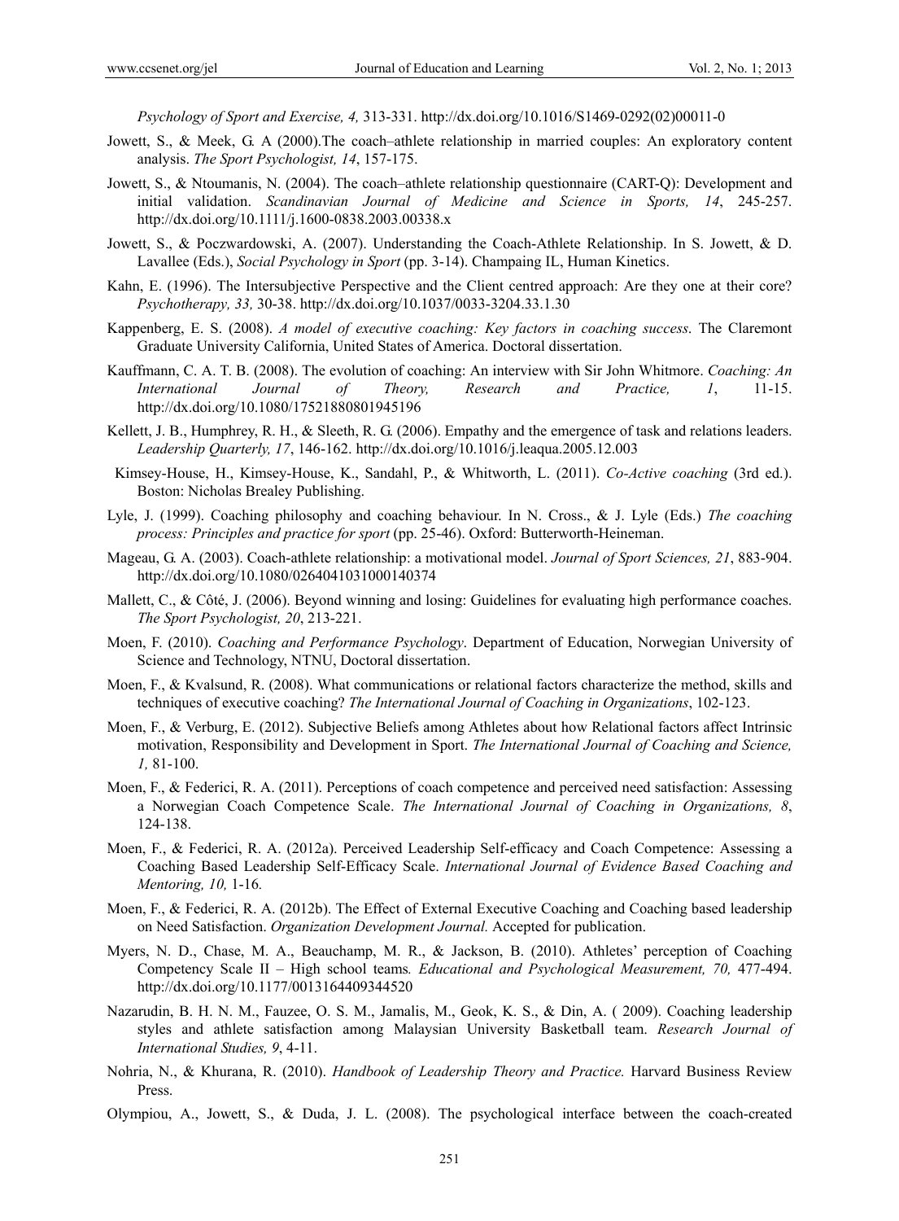*Psychology of Sport and Exercise, 4,* 313-331. http://dx.doi.org/10.1016/S1469-0292(02)00011-0

Jowett, S., & Meek, G. A (2000).The coach–athlete relationship in married couples: An exploratory content analysis. *The Sport Psychologist, 14*, 157-175.

Jowett, S., & Ntoumanis, N. (2004). The coach–athlete relationship questionnaire (CART-Q): Development and initial validation. *Scandinavian Journal of Medicine and Science in Sports, 14*, 245-257. http://dx.doi.org/10.1111/j.1600-0838.2003.00338.x

Jowett, S., & Poczwardowski, A. (2007). Understanding the Coach-Athlete Relationship. In S. Jowett, & D. Lavallee (Eds.), *Social Psychology in Sport* (pp. 3-14). Champaing IL, Human Kinetics.

Kahn, E. (1996). The Intersubjective Perspective and the Client centred approach: Are they one at their core? *Psychotherapy, 33,* 30-38. http://dx.doi.org/10.1037/0033-3204.33.1.30

Kappenberg, E. S. (2008). *A model of executive coaching: Key factors in coaching success*. The Claremont Graduate University California, United States of America. Doctoral dissertation.

Kauffmann, C. A. T. B. (2008). The evolution of coaching: An interview with Sir John Whitmore. *Coaching: An International Journal of Theory, Research and Practice, 1*, 11-15. http://dx.doi.org/10.1080/17521880801945196

Kellett, J. B., Humphrey, R. H., & Sleeth, R. G. (2006). Empathy and the emergence of task and relations leaders. *Leadership Quarterly, 17*, 146-162. http://dx.doi.org/10.1016/j.leaqua.2005.12.003

Kimsey-House, H., Kimsey-House, K., Sandahl, P., & Whitworth, L. (2011). *Co-Active coaching* (3rd ed.). Boston: Nicholas Brealey Publishing.

Lyle, J. (1999). Coaching philosophy and coaching behaviour. In N. Cross., & J. Lyle (Eds.) *The coaching process: Principles and practice for sport* (pp. 25-46). Oxford: Butterworth-Heineman.

Mageau, G. A. (2003). Coach-athlete relationship: a motivational model. *Journal of Sport Sciences, 21*, 883-904. http://dx.doi.org/10.1080/0264041031000140374

Mallett, C., & Côté, J. (2006). Beyond winning and losing: Guidelines for evaluating high performance coaches. *The Sport Psychologist, 20*, 213-221.

Moen, F. (2010). *Coaching and Performance Psychology*. Department of Education, Norwegian University of Science and Technology, NTNU, Doctoral dissertation.

Moen, F., & Kvalsund, R. (2008). What communications or relational factors characterize the method, skills and techniques of executive coaching? *The International Journal of Coaching in Organizations*, 102-123.

Moen, F., & Verburg, E. (2012). Subjective Beliefs among Athletes about how Relational factors affect Intrinsic motivation, Responsibility and Development in Sport. *The International Journal of Coaching and Science, 1,* 81-100.

Moen, F., & Federici, R. A. (2011). Perceptions of coach competence and perceived need satisfaction: Assessing a Norwegian Coach Competence Scale. *The International Journal of Coaching in Organizations, 8*, 124-138.

Moen, F., & Federici, R. A. (2012a). Perceived Leadership Self-efficacy and Coach Competence: Assessing a Coaching Based Leadership Self-Efficacy Scale. *International Journal of Evidence Based Coaching and Mentoring, 10,* 1-16.

Moen, F., & Federici, R. A. (2012b). The Effect of External Executive Coaching and Coaching based leadership on Need Satisfaction. *Organization Development Journal.* Accepted for publication.

Myers, N. D., Chase, M. A., Beauchamp, M. R., & Jackson, B. (2010). Athletes' perception of Coaching Competency Scale II – High school teams*. Educational and Psychological Measurement, 70,* 477-494. http://dx.doi.org/10.1177/0013164409344520

Nazarudin, B. H. N. M., Fauzee, O. S. M., Jamalis, M., Geok, K. S., & Din, A. ( 2009). Coaching leadership styles and athlete satisfaction among Malaysian University Basketball team. *Research Journal of International Studies, 9*, 4-11.

Nohria, N., & Khurana, R. (2010). *Handbook of Leadership Theory and Practice.* Harvard Business Review Press.

Olympiou, A., Jowett, S., & Duda, J. L. (2008). The psychological interface between the coach-created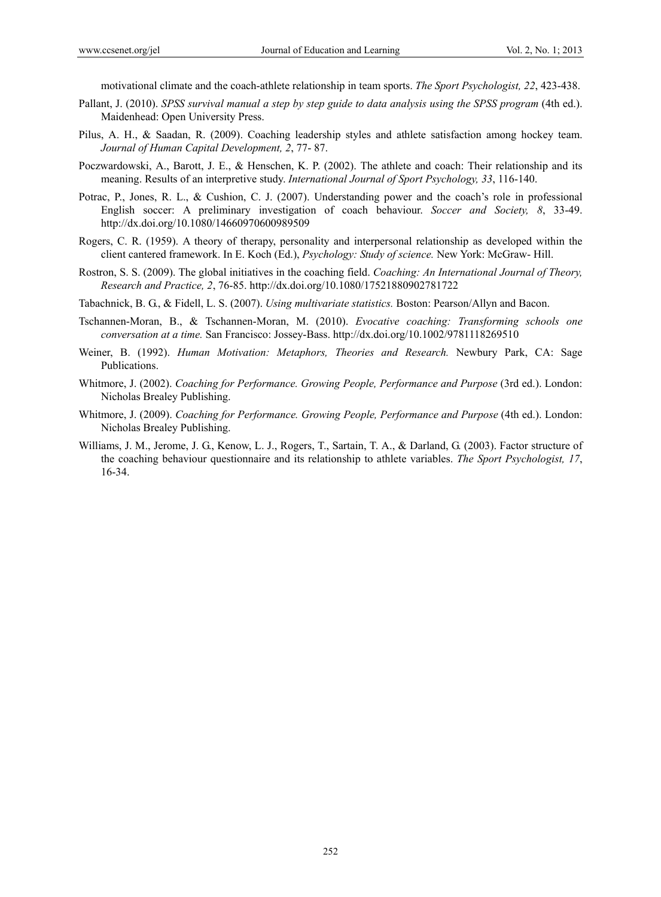motivational climate and the coach-athlete relationship in team sports. *The Sport Psychologist, 22*, 423-438.

Pallant, J. (2010). *SPSS survival manual a step by step guide to data analysis using the SPSS program* (4th ed.). Maidenhead: Open University Press.

Pilus, A. H., & Saadan, R. (2009). Coaching leadership styles and athlete satisfaction among hockey team. *Journal of Human Capital Development, 2*, 77- 87.

Poczwardowski, A., Barott, J. E., & Henschen, K. P. (2002). The athlete and coach: Their relationship and its meaning. Results of an interpretive study. *International Journal of Sport Psychology, 33*, 116-140.

Potrac, P., Jones, R. L., & Cushion, C. J. (2007). Understanding power and the coach's role in professional English soccer: A preliminary investigation of coach behaviour. *Soccer and Society, 8*, 33-49. http://dx.doi.org/10.1080/14660970600989509

Rogers, C. R. (1959). A theory of therapy, personality and interpersonal relationship as developed within the client cantered framework. In E. Koch (Ed.), *Psychology: Study of science.* New York: McGraw- Hill.

Rostron, S. S. (2009). The global initiatives in the coaching field. *Coaching: An International Journal of Theory, Research and Practice, 2*, 76-85. http://dx.doi.org/10.1080/17521880902781722

Tabachnick, B. G., & Fidell, L. S. (2007). *Using multivariate statistics.* Boston: Pearson/Allyn and Bacon.

Tschannen-Moran, B., & Tschannen-Moran, M. (2010). *Evocative coaching: Transforming schools one conversation at a time.* San Francisco: Jossey-Bass. http://dx.doi.org/10.1002/9781118269510

Weiner, B. (1992). *Human Motivation: Metaphors, Theories and Research.* Newbury Park, CA: Sage Publications.

Whitmore, J. (2002). *Coaching for Performance. Growing People, Performance and Purpose* (3rd ed.). London: Nicholas Brealey Publishing.

Whitmore, J. (2009). *Coaching for Performance. Growing People, Performance and Purpose* (4th ed.). London: Nicholas Brealey Publishing.

Williams, J. M., Jerome, J. G., Kenow, L. J., Rogers, T., Sartain, T. A., & Darland, G. (2003). Factor structure of the coaching behaviour questionnaire and its relationship to athlete variables. *The Sport Psychologist, 17*, 16-34.